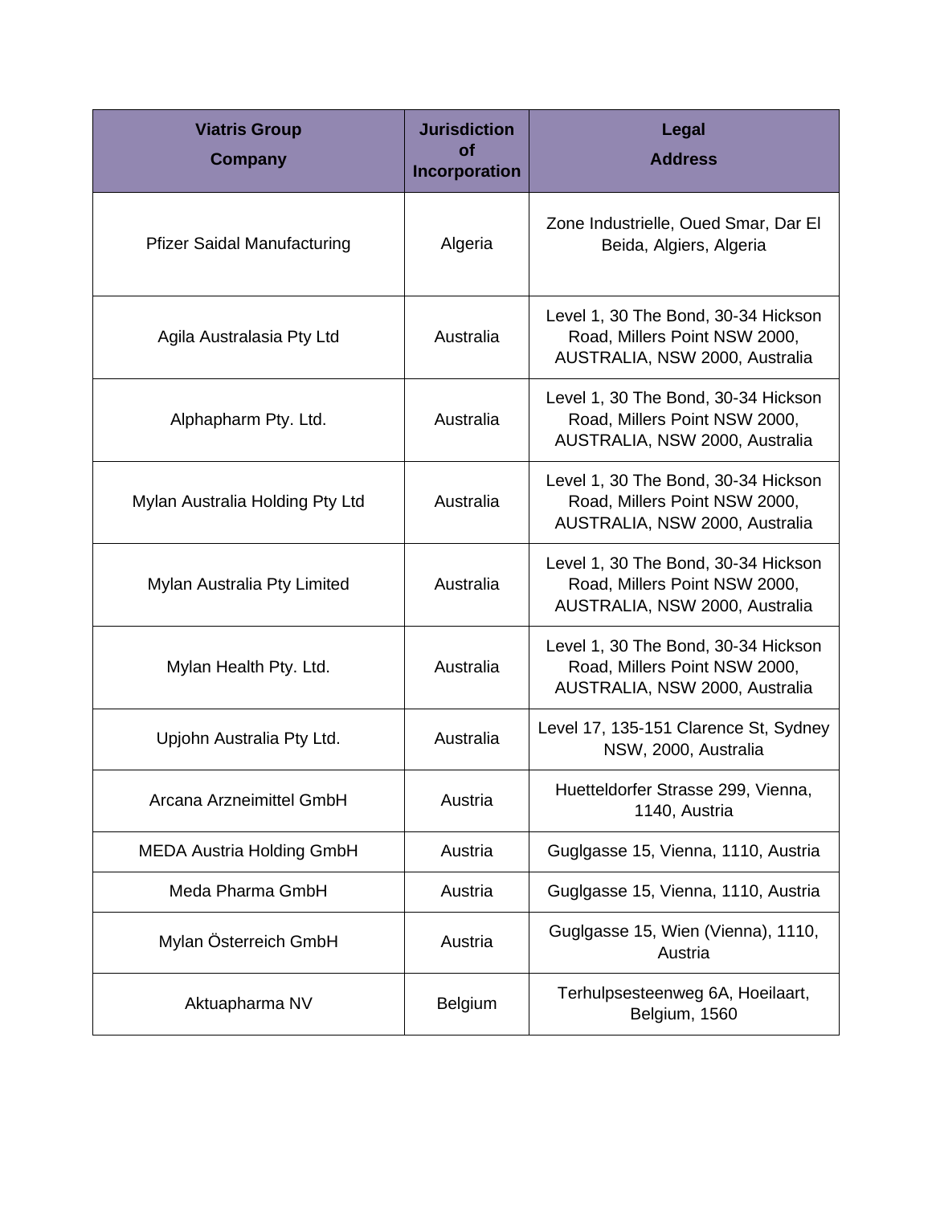| Viatris Group Company | Jurisdiction of Incorporation | Legal Address |
|---|---|---|
| Pfizer Saidal Manufacturing | Algeria | Zone Industrielle, Oued Smar, Dar El Beida, Algiers, Algeria |
| Agila Australasia Pty Ltd | Australia | Level 1, 30 The Bond, 30-34 Hickson Road, Millers Point NSW 2000, AUSTRALIA, NSW 2000, Australia |
| Alphapharm Pty. Ltd. | Australia | Level 1, 30 The Bond, 30-34 Hickson Road, Millers Point NSW 2000, AUSTRALIA, NSW 2000, Australia |
| Mylan Australia Holding Pty Ltd | Australia | Level 1, 30 The Bond, 30-34 Hickson Road, Millers Point NSW 2000, AUSTRALIA, NSW 2000, Australia |
| Mylan Australia Pty Limited | Australia | Level 1, 30 The Bond, 30-34 Hickson Road, Millers Point NSW 2000, AUSTRALIA, NSW 2000, Australia |
| Mylan Health Pty. Ltd. | Australia | Level 1, 30 The Bond, 30-34 Hickson Road, Millers Point NSW 2000, AUSTRALIA, NSW 2000, Australia |
| Upjohn Australia Pty Ltd. | Australia | Level 17, 135-151 Clarence St, Sydney NSW, 2000, Australia |
| Arcana Arzneimittel GmbH | Austria | Huetteldorfer Strasse 299, Vienna, 1140, Austria |
| MEDA Austria Holding GmbH | Austria | Guglgasse 15, Vienna, 1110, Austria |
| Meda Pharma GmbH | Austria | Guglgasse 15, Vienna, 1110, Austria |
| Mylan Österreich GmbH | Austria | Guglgasse 15, Wien (Vienna), 1110, Austria |
| Aktuapharma NV | Belgium | Terhulpsesteenweg 6A, Hoeilaart, Belgium, 1560 |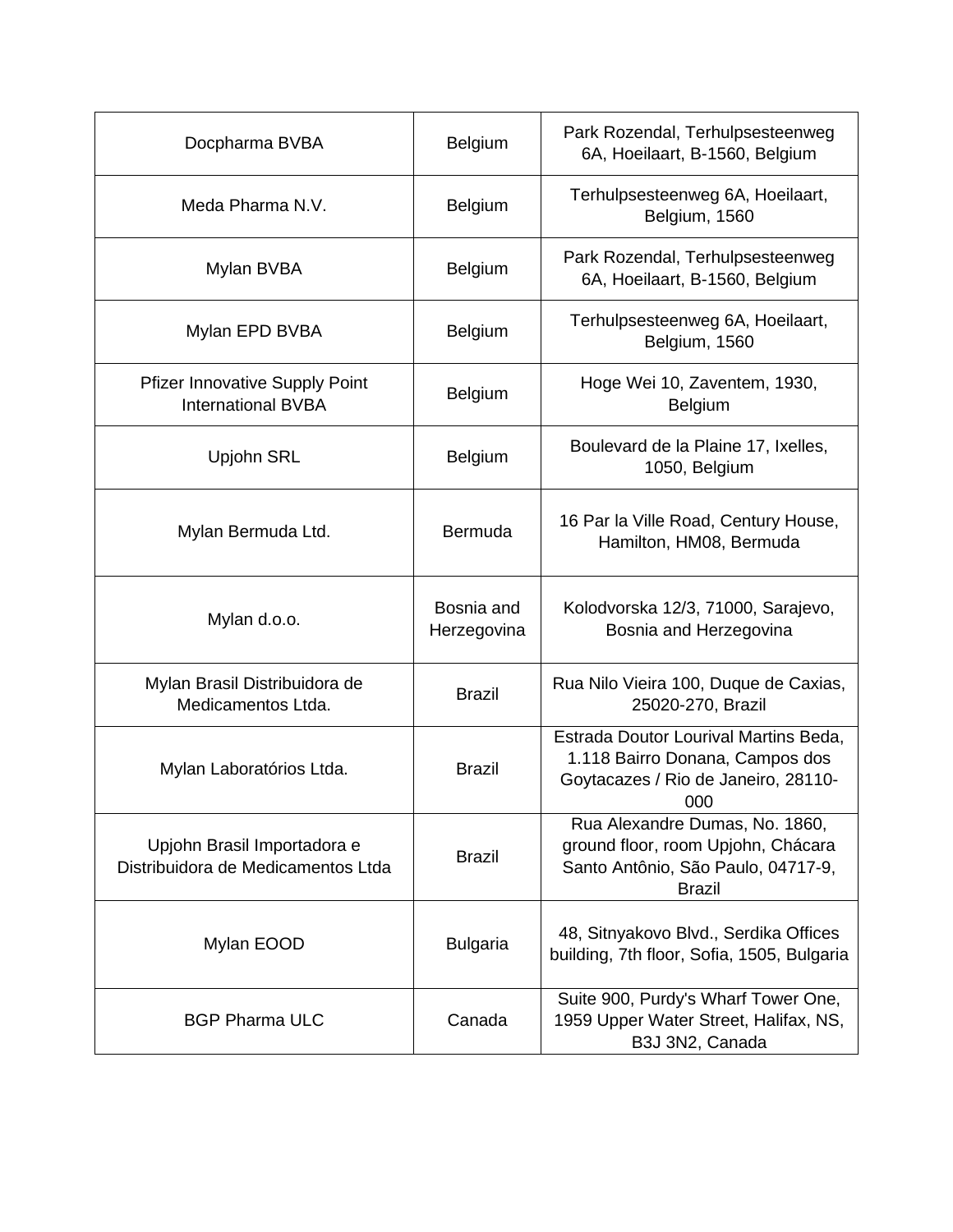| | | |
|---|---|---|
| Docpharma BVBA | Belgium | Park Rozendal, Terhulpsesteenweg 6A, Hoeilaart, B-1560, Belgium |
| Meda Pharma N.V. | Belgium | Terhulpsesteenweg 6A, Hoeilaart, Belgium, 1560 |
| Mylan BVBA | Belgium | Park Rozendal, Terhulpsesteenweg 6A, Hoeilaart, B-1560, Belgium |
| Mylan EPD BVBA | Belgium | Terhulpsesteenweg 6A, Hoeilaart, Belgium, 1560 |
| Pfizer Innovative Supply Point International BVBA | Belgium | Hoge Wei 10, Zaventem, 1930, Belgium |
| Upjohn SRL | Belgium | Boulevard de la Plaine 17, Ixelles, 1050, Belgium |
| Mylan Bermuda Ltd. | Bermuda | 16 Par la Ville Road, Century House, Hamilton, HM08, Bermuda |
| Mylan d.o.o. | Bosnia and Herzegovina | Kolodvorska 12/3, 71000, Sarajevo, Bosnia and Herzegovina |
| Mylan Brasil Distribuidora de Medicamentos Ltda. | Brazil | Rua Nilo Vieira 100, Duque de Caxias, 25020-270, Brazil |
| Mylan Laboratórios Ltda. | Brazil | Estrada Doutor Lourival Martins Beda, 1.118 Bairro Donana, Campos dos Goytacazes / Rio de Janeiro, 28110-000 |
| Upjohn Brasil Importadora e Distribuidora de Medicamentos Ltda | Brazil | Rua Alexandre Dumas, No. 1860, ground floor, room Upjohn, Chácara Santo Antônio, São Paulo, 04717-9, Brazil |
| Mylan EOOD | Bulgaria | 48, Sitnyakovo Blvd., Serdika Offices building, 7th floor, Sofia, 1505, Bulgaria |
| BGP Pharma ULC | Canada | Suite 900, Purdy's Wharf Tower One, 1959 Upper Water Street, Halifax, NS, B3J 3N2, Canada |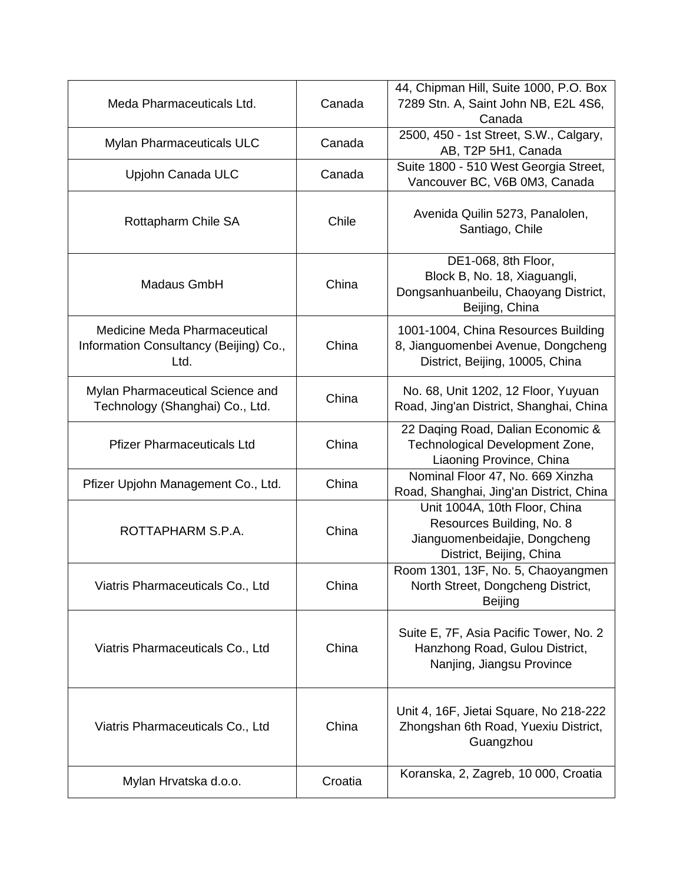| | | |
|---|---|---|
| Meda Pharmaceuticals Ltd. | Canada | 44, Chipman Hill, Suite 1000, P.O. Box 7289 Stn. A, Saint John NB, E2L 4S6, Canada |
| Mylan Pharmaceuticals ULC | Canada | 2500, 450 - 1st Street, S.W., Calgary, AB, T2P 5H1, Canada |
| Upjohn Canada ULC | Canada | Suite 1800 - 510 West Georgia Street, Vancouver BC, V6B 0M3, Canada |
| Rottapharm Chile SA | Chile | Avenida Quilin 5273, Panalolen, Santiago, Chile |
| Madaus GmbH | China | DE1-068, 8th Floor, Block B, No. 18, Xiaguangli, Dongsanhuanbeilu, Chaoyang District, Beijing, China |
| Medicine Meda Pharmaceutical Information Consultancy (Beijing) Co., Ltd. | China | 1001-1004, China Resources Building 8, Jianguomenbei Avenue, Dongcheng District, Beijing, 10005, China |
| Mylan Pharmaceutical Science and Technology (Shanghai) Co., Ltd. | China | No. 68, Unit 1202, 12 Floor, Yuyuan Road, Jing'an District, Shanghai, China |
| Pfizer Pharmaceuticals Ltd | China | 22 Daqing Road, Dalian Economic & Technological Development Zone, Liaoning Province, China |
| Pfizer Upjohn Management Co., Ltd. | China | Nominal Floor 47, No. 669 Xinzha Road, Shanghai, Jing'an District, China |
| ROTTAPHARM S.P.A. | China | Unit 1004A, 10th Floor, China Resources Building, No. 8 Jianguomenbeidajie, Dongcheng District, Beijing, China |
| Viatris Pharmaceuticals Co., Ltd | China | Room 1301, 13F, No. 5, Chaoyangmen North Street, Dongcheng District, Beijing |
| Viatris Pharmaceuticals Co., Ltd | China | Suite E, 7F, Asia Pacific Tower, No. 2 Hanzhong Road, Gulou District, Nanjing, Jiangsu Province |
| Viatris Pharmaceuticals Co., Ltd | China | Unit 4, 16F, Jietai Square, No 218-222 Zhongshan 6th Road, Yuexiu District, Guangzhou |
| Mylan Hrvatska d.o.o. | Croatia | Koranska, 2, Zagreb, 10 000, Croatia |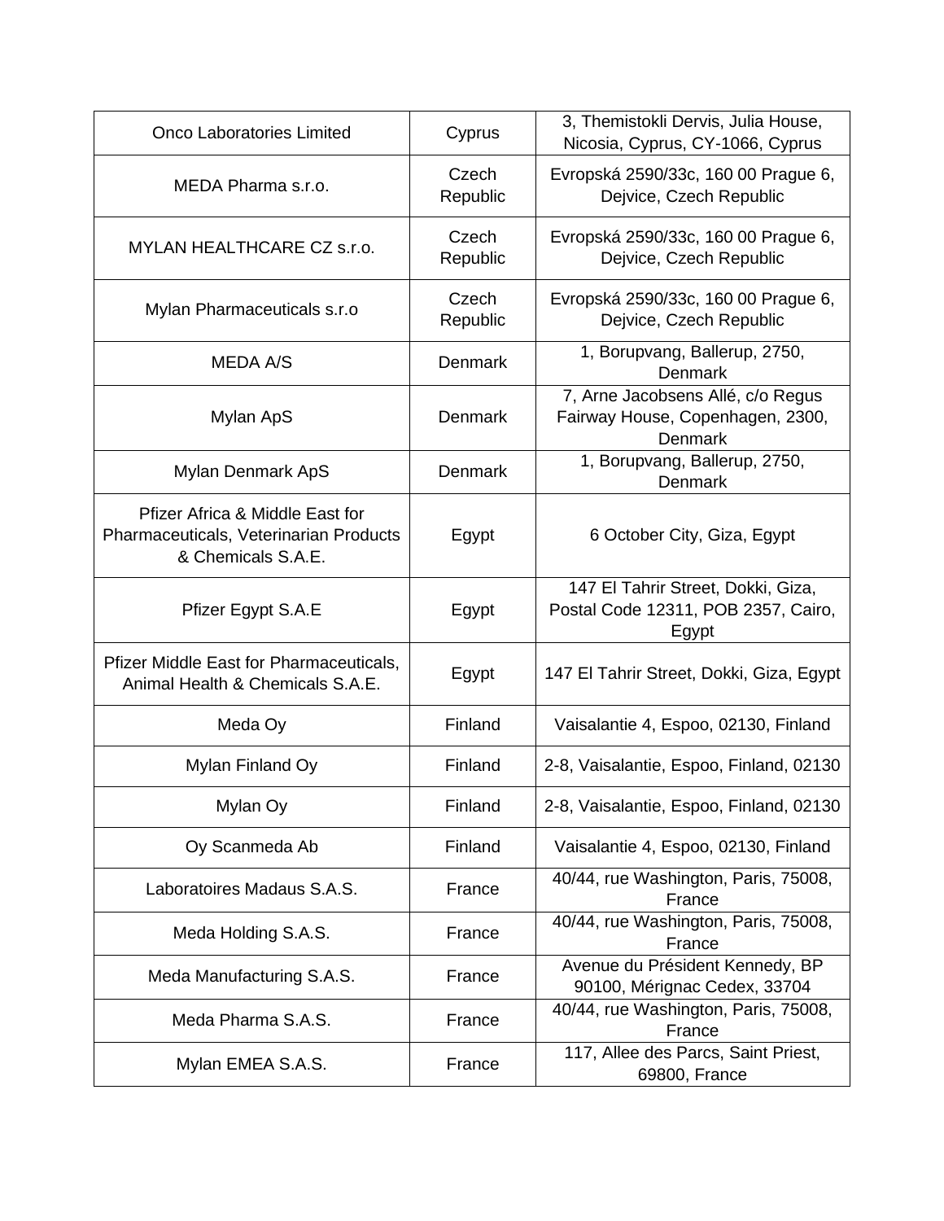| Onco Laboratories Limited | Cyprus | 3, Themistokli Dervis, Julia House, Nicosia, Cyprus, CY-1066, Cyprus |
|---|---|---|
| MEDA Pharma s.r.o. | Czech Republic | Evropská 2590/33c, 160 00 Prague 6, Dejvice, Czech Republic |
| MYLAN HEALTHCARE CZ s.r.o. | Czech Republic | Evropská 2590/33c, 160 00 Prague 6, Dejvice, Czech Republic |
| Mylan Pharmaceuticals s.r.o | Czech Republic | Evropská 2590/33c, 160 00 Prague 6, Dejvice, Czech Republic |
| MEDA A/S | Denmark | 1, Borupvang, Ballerup, 2750, Denmark |
| Mylan ApS | Denmark | 7, Arne Jacobsens Allé, c/o Regus Fairway House, Copenhagen, 2300, Denmark |
| Mylan Denmark ApS | Denmark | 1, Borupvang, Ballerup, 2750, Denmark |
| Pfizer Africa & Middle East for Pharmaceuticals, Veterinarian Products & Chemicals S.A.E. | Egypt | 6 October City, Giza, Egypt |
| Pfizer Egypt S.A.E | Egypt | 147 El Tahrir Street, Dokki, Giza, Postal Code 12311, POB 2357, Cairo, Egypt |
| Pfizer Middle East for Pharmaceuticals, Animal Health & Chemicals S.A.E. | Egypt | 147 El Tahrir Street, Dokki, Giza, Egypt |
| Meda Oy | Finland | Vaisalantie 4, Espoo, 02130, Finland |
| Mylan Finland Oy | Finland | 2-8, Vaisalantie, Espoo, Finland, 02130 |
| Mylan Oy | Finland | 2-8, Vaisalantie, Espoo, Finland, 02130 |
| Oy Scanmeda Ab | Finland | Vaisalantie 4, Espoo, 02130, Finland |
| Laboratoires Madaus S.A.S. | France | 40/44, rue Washington, Paris, 75008, France |
| Meda Holding S.A.S. | France | 40/44, rue Washington, Paris, 75008, France |
| Meda Manufacturing S.A.S. | France | Avenue du Président Kennedy, BP 90100, Mérignac Cedex, 33704 |
| Meda Pharma S.A.S. | France | 40/44, rue Washington, Paris, 75008, France |
| Mylan EMEA S.A.S. | France | 117, Allee des Parcs, Saint Priest, 69800, France |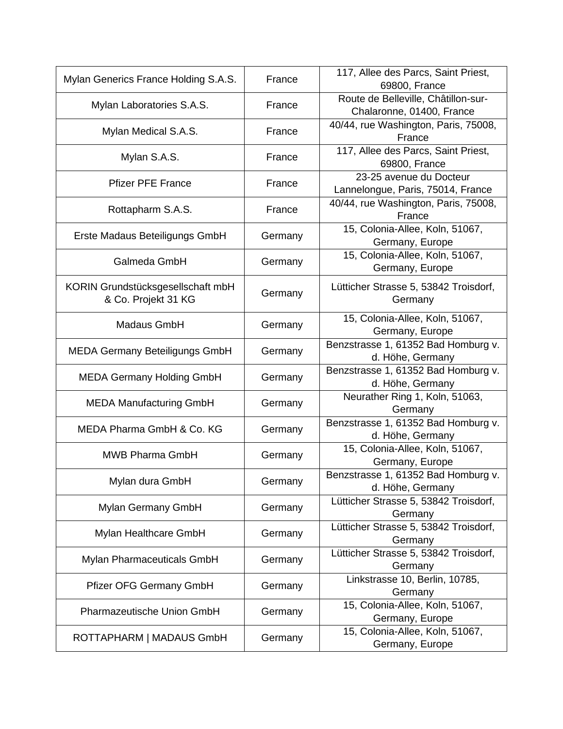| Mylan Generics France Holding S.A.S. | France | 117, Allee des Parcs, Saint Priest, 69800, France |
| --- | --- | --- |
| Mylan Laboratories S.A.S. | France | Route de Belleville, Châtillon-sur-Chalaronne, 01400, France |
| Mylan Medical S.A.S. | France | 40/44, rue Washington, Paris, 75008, France |
| Mylan S.A.S. | France | 117, Allee des Parcs, Saint Priest, 69800, France |
| Pfizer PFE France | France | 23-25 avenue du Docteur Lannelongue, Paris, 75014, France |
| Rottapharm S.A.S. | France | 40/44, rue Washington, Paris, 75008, France |
| Erste Madaus Beteiligungs GmbH | Germany | 15, Colonia-Allee, Koln, 51067, Germany, Europe |
| Galmeda GmbH | Germany | 15, Colonia-Allee, Koln, 51067, Germany, Europe |
| KORIN Grundstücksgesellschaft mbH & Co. Projekt 31 KG | Germany | Lütticher Strasse 5, 53842 Troisdorf, Germany |
| Madaus GmbH | Germany | 15, Colonia-Allee, Koln, 51067, Germany, Europe |
| MEDA Germany Beteiligungs GmbH | Germany | Benzstrasse 1, 61352 Bad Homburg v. d. Höhe, Germany |
| MEDA Germany Holding GmbH | Germany | Benzstrasse 1, 61352 Bad Homburg v. d. Höhe, Germany |
| MEDA Manufacturing GmbH | Germany | Neurather Ring 1, Koln, 51063, Germany |
| MEDA Pharma GmbH & Co. KG | Germany | Benzstrasse 1, 61352 Bad Homburg v. d. Höhe, Germany |
| MWB Pharma GmbH | Germany | 15, Colonia-Allee, Koln, 51067, Germany, Europe |
| Mylan dura GmbH | Germany | Benzstrasse 1, 61352 Bad Homburg v. d. Höhe, Germany |
| Mylan Germany GmbH | Germany | Lütticher Strasse 5, 53842 Troisdorf, Germany |
| Mylan Healthcare GmbH | Germany | Lütticher Strasse 5, 53842 Troisdorf, Germany |
| Mylan Pharmaceuticals GmbH | Germany | Lütticher Strasse 5, 53842 Troisdorf, Germany |
| Pfizer OFG Germany GmbH | Germany | Linkstrasse 10, Berlin, 10785, Germany |
| Pharmazeutische Union GmbH | Germany | 15, Colonia-Allee, Koln, 51067, Germany, Europe |
| ROTTAPHARM \| MADAUS GmbH | Germany | 15, Colonia-Allee, Koln, 51067, Germany, Europe |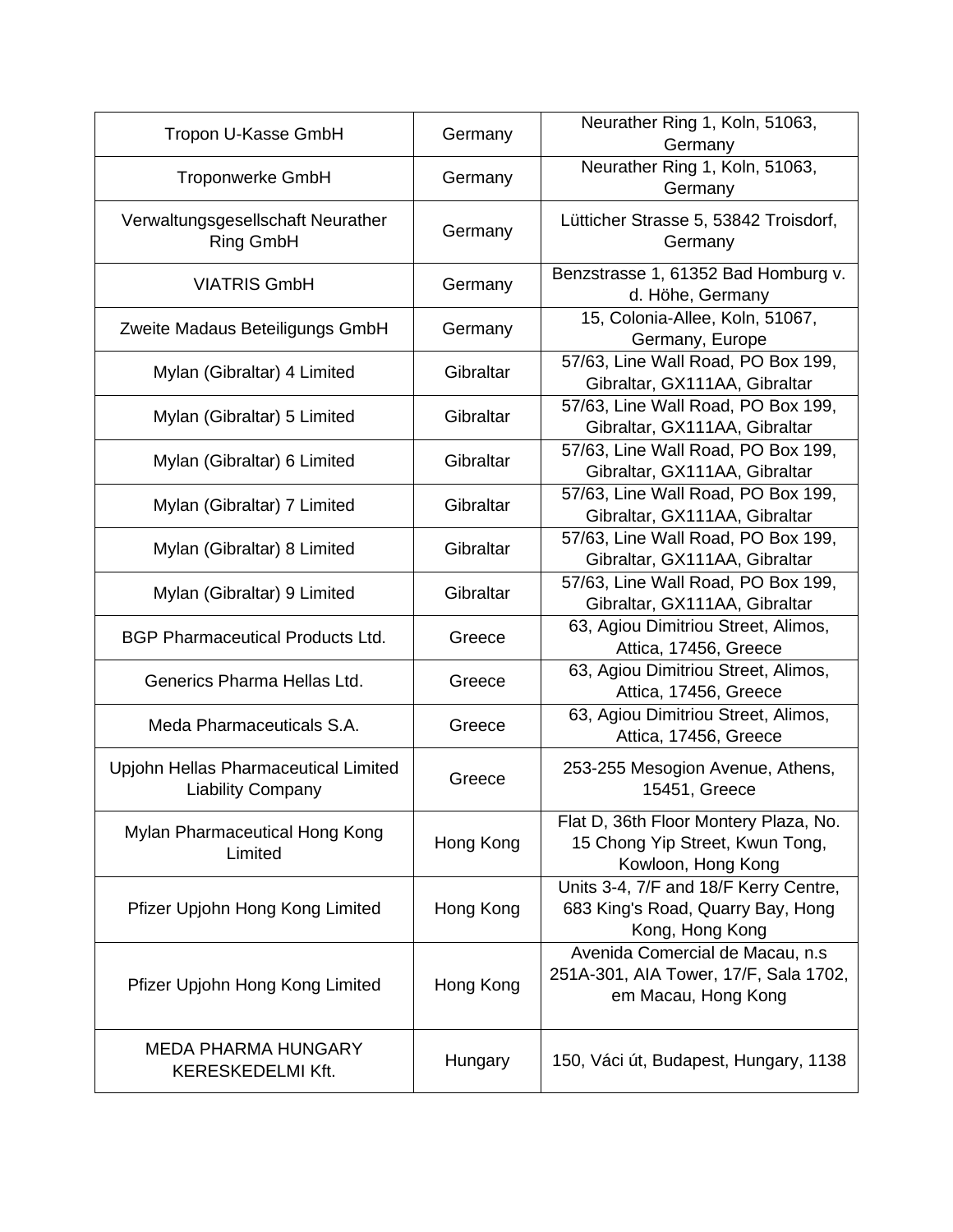| | | |
|---|---|---|
| Tropon U-Kasse GmbH | Germany | Neurather Ring 1, Koln, 51063, Germany |
| Troponwerke GmbH | Germany | Neurather Ring 1, Koln, 51063, Germany |
| Verwaltungsgesellschaft Neurather Ring GmbH | Germany | Lütticher Strasse 5, 53842 Troisdorf, Germany |
| VIATRIS GmbH | Germany | Benzstrasse 1, 61352 Bad Homburg v. d. Höhe, Germany |
| Zweite Madaus Beteiligungs GmbH | Germany | 15, Colonia-Allee, Koln, 51067, Germany, Europe |
| Mylan (Gibraltar) 4 Limited | Gibraltar | 57/63, Line Wall Road, PO Box 199, Gibraltar, GX111AA, Gibraltar |
| Mylan (Gibraltar) 5 Limited | Gibraltar | 57/63, Line Wall Road, PO Box 199, Gibraltar, GX111AA, Gibraltar |
| Mylan (Gibraltar) 6 Limited | Gibraltar | 57/63, Line Wall Road, PO Box 199, Gibraltar, GX111AA, Gibraltar |
| Mylan (Gibraltar) 7 Limited | Gibraltar | 57/63, Line Wall Road, PO Box 199, Gibraltar, GX111AA, Gibraltar |
| Mylan (Gibraltar) 8 Limited | Gibraltar | 57/63, Line Wall Road, PO Box 199, Gibraltar, GX111AA, Gibraltar |
| Mylan (Gibraltar) 9 Limited | Gibraltar | 57/63, Line Wall Road, PO Box 199, Gibraltar, GX111AA, Gibraltar |
| BGP Pharmaceutical Products Ltd. | Greece | 63, Agiou Dimitriou Street, Alimos, Attica, 17456, Greece |
| Generics Pharma Hellas Ltd. | Greece | 63, Agiou Dimitriou Street, Alimos, Attica, 17456, Greece |
| Meda Pharmaceuticals S.A. | Greece | 63, Agiou Dimitriou Street, Alimos, Attica, 17456, Greece |
| Upjohn Hellas Pharmaceutical Limited Liability Company | Greece | 253-255 Mesogion Avenue, Athens, 15451, Greece |
| Mylan Pharmaceutical Hong Kong Limited | Hong Kong | Flat D, 36th Floor Montery Plaza, No. 15 Chong Yip Street, Kwun Tong, Kowloon, Hong Kong |
| Pfizer Upjohn Hong Kong Limited | Hong Kong | Units 3-4, 7/F and 18/F Kerry Centre, 683 King's Road, Quarry Bay, Hong Kong, Hong Kong |
| Pfizer Upjohn Hong Kong Limited | Hong Kong | Avenida Comercial de Macau, n.s 251A-301, AIA Tower, 17/F, Sala 1702, em Macau, Hong Kong |
| MEDA PHARMA HUNGARY KERESKEDELMI Kft. | Hungary | 150, Váci út, Budapest, Hungary, 1138 |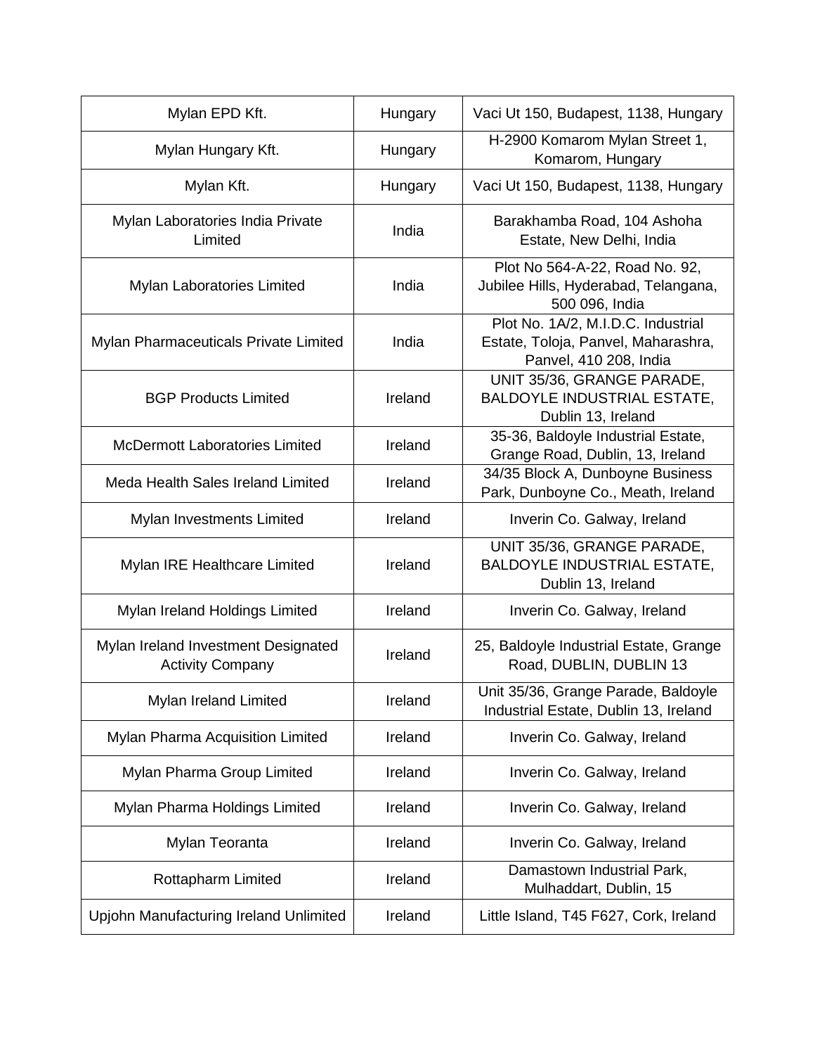| | | |
|---|---|---|
| Mylan EPD Kft. | Hungary | Vaci Ut 150, Budapest, 1138, Hungary |
| Mylan Hungary Kft. | Hungary | H-2900 Komarom Mylan Street 1, Komarom, Hungary |
| Mylan Kft. | Hungary | Vaci Ut 150, Budapest, 1138, Hungary |
| Mylan Laboratories India Private Limited | India | Barakhamba Road, 104 Ashoha Estate, New Delhi, India |
| Mylan Laboratories Limited | India | Plot No 564-A-22, Road No. 92, Jubilee Hills, Hyderabad, Telangana, 500 096, India |
| Mylan Pharmaceuticals Private Limited | India | Plot No. 1A/2, M.I.D.C. Industrial Estate, Toloja, Panvel, Maharashra, Panvel, 410 208, India |
| BGP Products Limited | Ireland | UNIT 35/36, GRANGE PARADE, BALDOYLE INDUSTRIAL ESTATE, Dublin 13, Ireland |
| McDermott Laboratories Limited | Ireland | 35-36, Baldoyle Industrial Estate, Grange Road, Dublin, 13, Ireland |
| Meda Health Sales Ireland Limited | Ireland | 34/35 Block A, Dunboyne Business Park, Dunboyne Co., Meath, Ireland |
| Mylan Investments Limited | Ireland | Inverin Co. Galway, Ireland |
| Mylan IRE Healthcare Limited | Ireland | UNIT 35/36, GRANGE PARADE, BALDOYLE INDUSTRIAL ESTATE, Dublin 13, Ireland |
| Mylan Ireland Holdings Limited | Ireland | Inverin Co. Galway, Ireland |
| Mylan Ireland Investment Designated Activity Company | Ireland | 25, Baldoyle Industrial Estate, Grange Road, DUBLIN, DUBLIN 13 |
| Mylan Ireland Limited | Ireland | Unit 35/36, Grange Parade, Baldoyle Industrial Estate, Dublin 13, Ireland |
| Mylan Pharma Acquisition Limited | Ireland | Inverin Co. Galway, Ireland |
| Mylan Pharma Group Limited | Ireland | Inverin Co. Galway, Ireland |
| Mylan Pharma Holdings Limited | Ireland | Inverin Co. Galway, Ireland |
| Mylan Teoranta | Ireland | Inverin Co. Galway, Ireland |
| Rottapharm Limited | Ireland | Damastown Industrial Park, Mulhaddart, Dublin, 15 |
| Upjohn Manufacturing Ireland Unlimited | Ireland | Little Island, T45 F627, Cork, Ireland |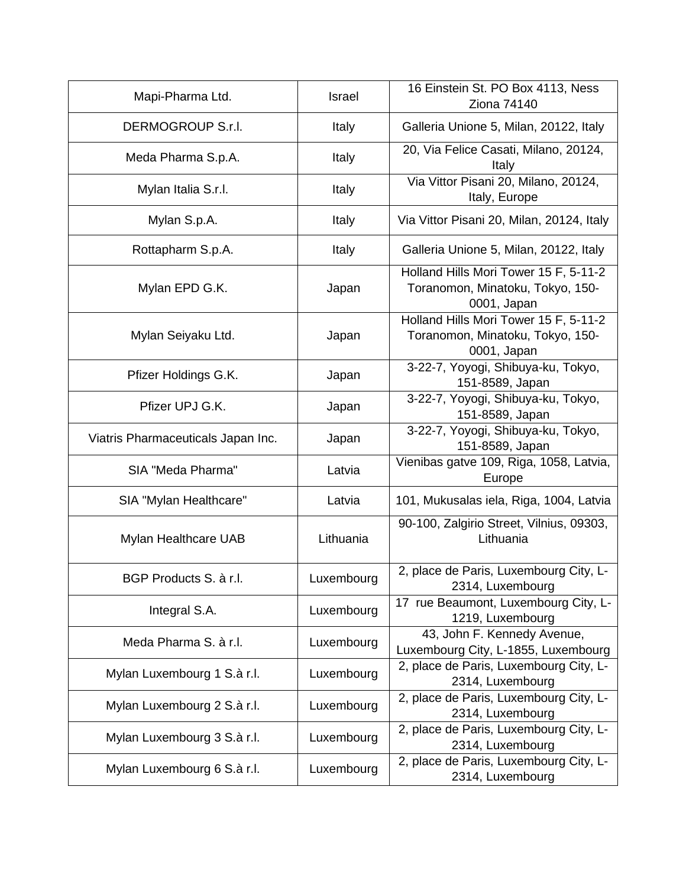| Mapi-Pharma Ltd. | Israel | 16 Einstein St. PO Box 4113, Ness Ziona 74140 |
|---|---|---|
| DERMOGROUP S.r.l. | Italy | Galleria Unione 5, Milan, 20122, Italy |
| Meda Pharma S.p.A. | Italy | 20, Via Felice Casati, Milano, 20124, Italy |
| Mylan Italia S.r.l. | Italy | Via Vittor Pisani 20, Milano, 20124, Italy, Europe |
| Mylan S.p.A. | Italy | Via Vittor Pisani 20, Milan, 20124, Italy |
| Rottapharm S.p.A. | Italy | Galleria Unione 5, Milan, 20122, Italy |
| Mylan EPD G.K. | Japan | Holland Hills Mori Tower 15 F, 5-11-2 Toranomon, Minatoku, Tokyo, 150-0001, Japan |
| Mylan Seiyaku Ltd. | Japan | Holland Hills Mori Tower 15 F, 5-11-2 Toranomon, Minatoku, Tokyo, 150-0001, Japan |
| Pfizer Holdings G.K. | Japan | 3-22-7, Yoyogi, Shibuya-ku, Tokyo, 151-8589, Japan |
| Pfizer UPJ G.K. | Japan | 3-22-7, Yoyogi, Shibuya-ku, Tokyo, 151-8589, Japan |
| Viatris Pharmaceuticals Japan Inc. | Japan | 3-22-7, Yoyogi, Shibuya-ku, Tokyo, 151-8589, Japan |
| SIA "Meda Pharma" | Latvia | Vienibas gatve 109, Riga, 1058, Latvia, Europe |
| SIA "Mylan Healthcare" | Latvia | 101, Mukusalas iela, Riga, 1004, Latvia |
| Mylan Healthcare UAB | Lithuania | 90-100, Zalgirio Street, Vilnius, 09303, Lithuania |
| BGP Products S. à r.l. | Luxembourg | 2, place de Paris, Luxembourg City, L-2314, Luxembourg |
| Integral S.A. | Luxembourg | 17 rue Beaumont, Luxembourg City, L-1219, Luxembourg |
| Meda Pharma S. à r.l. | Luxembourg | 43, John F. Kennedy Avenue, Luxembourg City, L-1855, Luxembourg |
| Mylan Luxembourg 1 S.à r.l. | Luxembourg | 2, place de Paris, Luxembourg City, L-2314, Luxembourg |
| Mylan Luxembourg 2 S.à r.l. | Luxembourg | 2, place de Paris, Luxembourg City, L-2314, Luxembourg |
| Mylan Luxembourg 3 S.à r.l. | Luxembourg | 2, place de Paris, Luxembourg City, L-2314, Luxembourg |
| Mylan Luxembourg 6 S.à r.l. | Luxembourg | 2, place de Paris, Luxembourg City, L-2314, Luxembourg |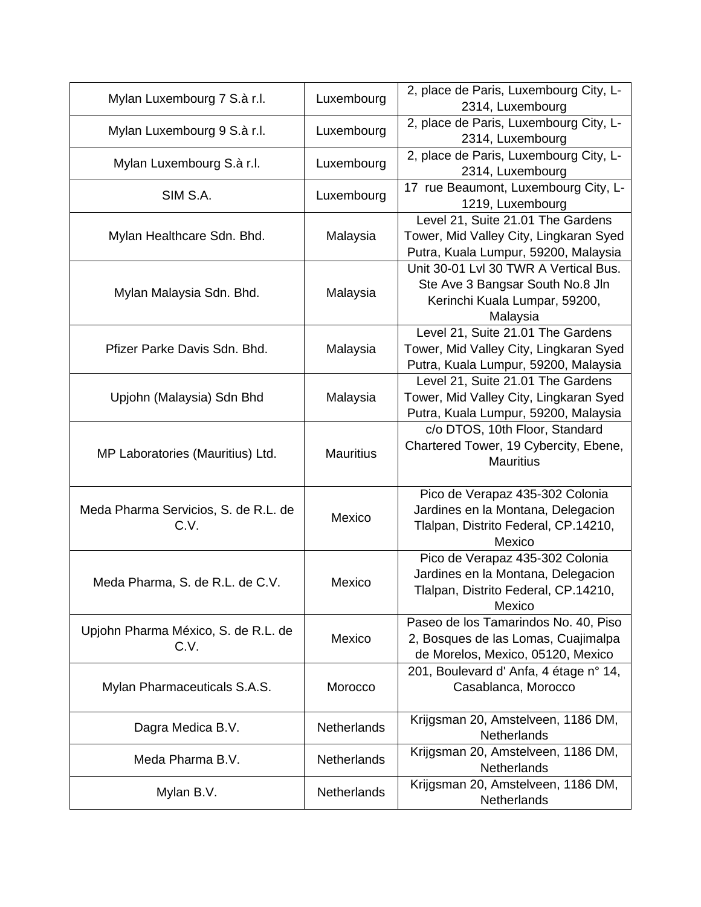| | | |
|---|---|---|
| Mylan Luxembourg 7 S.à r.l. | Luxembourg | 2, place de Paris, Luxembourg City, L-2314, Luxembourg |
| Mylan Luxembourg 9 S.à r.l. | Luxembourg | 2, place de Paris, Luxembourg City, L-2314, Luxembourg |
| Mylan Luxembourg S.à r.l. | Luxembourg | 2, place de Paris, Luxembourg City, L-2314, Luxembourg |
| SIM S.A. | Luxembourg | 17 rue Beaumont, Luxembourg City, L-1219, Luxembourg |
| Mylan Healthcare Sdn. Bhd. | Malaysia | Level 21, Suite 21.01 The Gardens Tower, Mid Valley City, Lingkaran Syed Putra, Kuala Lumpur, 59200, Malaysia |
| Mylan Malaysia Sdn. Bhd. | Malaysia | Unit 30-01 Lvl 30 TWR A Vertical Bus. Ste Ave 3 Bangsar South No.8 Jln Kerinchi Kuala Lumpar, 59200, Malaysia |
| Pfizer Parke Davis Sdn. Bhd. | Malaysia | Level 21, Suite 21.01 The Gardens Tower, Mid Valley City, Lingkaran Syed Putra, Kuala Lumpur, 59200, Malaysia |
| Upjohn (Malaysia) Sdn Bhd | Malaysia | Level 21, Suite 21.01 The Gardens Tower, Mid Valley City, Lingkaran Syed Putra, Kuala Lumpur, 59200, Malaysia |
| MP Laboratories (Mauritius) Ltd. | Mauritius | c/o DTOS, 10th Floor, Standard Chartered Tower, 19 Cybercity, Ebene, Mauritius |
| Meda Pharma Servicios, S. de R.L. de C.V. | Mexico | Pico de Verapaz 435-302 Colonia Jardines en la Montana, Delegacion Tlalpan, Distrito Federal, CP.14210, Mexico |
| Meda Pharma, S. de R.L. de C.V. | Mexico | Pico de Verapaz 435-302 Colonia Jardines en la Montana, Delegacion Tlalpan, Distrito Federal, CP.14210, Mexico |
| Upjohn Pharma México, S. de R.L. de C.V. | Mexico | Paseo de los Tamarindos No. 40, Piso 2, Bosques de las Lomas, Cuajimalpa de Morelos, Mexico, 05120, Mexico |
| Mylan Pharmaceuticals S.A.S. | Morocco | 201, Boulevard d' Anfa, 4 étage n° 14, Casablanca, Morocco |
| Dagra Medica B.V. | Netherlands | Krijgsman 20, Amstelveen, 1186 DM, Netherlands |
| Meda Pharma B.V. | Netherlands | Krijgsman 20, Amstelveen, 1186 DM, Netherlands |
| Mylan B.V. | Netherlands | Krijgsman 20, Amstelveen, 1186 DM, Netherlands |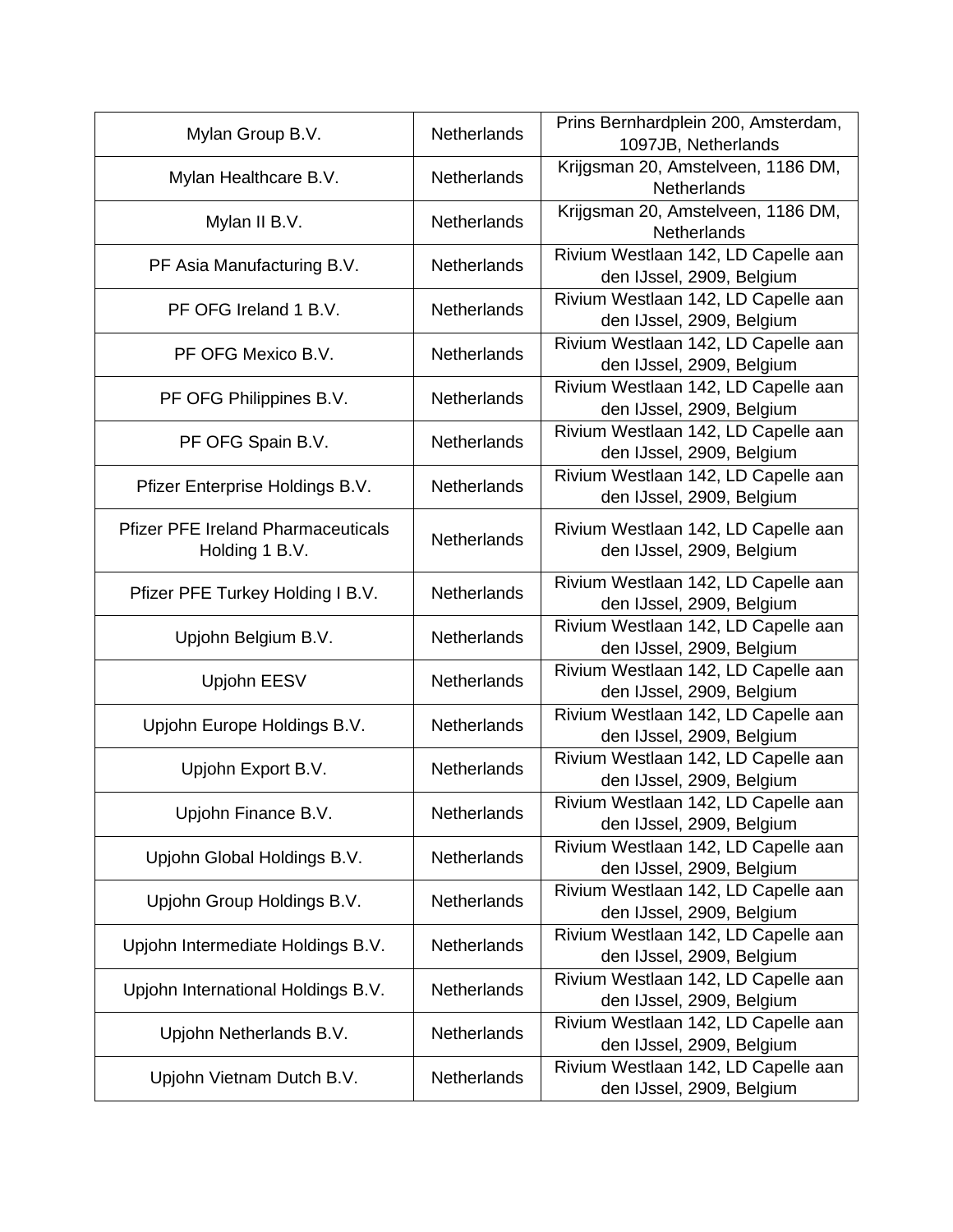| | | |
|---|---|---|
| Mylan Group B.V. | Netherlands | Prins Bernhardplein 200, Amsterdam, 1097JB, Netherlands |
| Mylan Healthcare B.V. | Netherlands | Krijgsman 20, Amstelveen, 1186 DM, Netherlands |
| Mylan II B.V. | Netherlands | Krijgsman 20, Amstelveen, 1186 DM, Netherlands |
| PF Asia Manufacturing B.V. | Netherlands | Rivium Westlaan 142, LD Capelle aan den IJssel, 2909, Belgium |
| PF OFG Ireland 1 B.V. | Netherlands | Rivium Westlaan 142, LD Capelle aan den IJssel, 2909, Belgium |
| PF OFG Mexico B.V. | Netherlands | Rivium Westlaan 142, LD Capelle aan den IJssel, 2909, Belgium |
| PF OFG Philippines B.V. | Netherlands | Rivium Westlaan 142, LD Capelle aan den IJssel, 2909, Belgium |
| PF OFG Spain B.V. | Netherlands | Rivium Westlaan 142, LD Capelle aan den IJssel, 2909, Belgium |
| Pfizer Enterprise Holdings B.V. | Netherlands | Rivium Westlaan 142, LD Capelle aan den IJssel, 2909, Belgium |
| Pfizer PFE Ireland Pharmaceuticals Holding 1 B.V. | Netherlands | Rivium Westlaan 142, LD Capelle aan den IJssel, 2909, Belgium |
| Pfizer PFE Turkey Holding I B.V. | Netherlands | Rivium Westlaan 142, LD Capelle aan den IJssel, 2909, Belgium |
| Upjohn Belgium B.V. | Netherlands | Rivium Westlaan 142, LD Capelle aan den IJssel, 2909, Belgium |
| Upjohn EESV | Netherlands | Rivium Westlaan 142, LD Capelle aan den IJssel, 2909, Belgium |
| Upjohn Europe Holdings B.V. | Netherlands | Rivium Westlaan 142, LD Capelle aan den IJssel, 2909, Belgium |
| Upjohn Export B.V. | Netherlands | Rivium Westlaan 142, LD Capelle aan den IJssel, 2909, Belgium |
| Upjohn Finance B.V. | Netherlands | Rivium Westlaan 142, LD Capelle aan den IJssel, 2909, Belgium |
| Upjohn Global Holdings B.V. | Netherlands | Rivium Westlaan 142, LD Capelle aan den IJssel, 2909, Belgium |
| Upjohn Group Holdings B.V. | Netherlands | Rivium Westlaan 142, LD Capelle aan den IJssel, 2909, Belgium |
| Upjohn Intermediate Holdings B.V. | Netherlands | Rivium Westlaan 142, LD Capelle aan den IJssel, 2909, Belgium |
| Upjohn International Holdings B.V. | Netherlands | Rivium Westlaan 142, LD Capelle aan den IJssel, 2909, Belgium |
| Upjohn Netherlands B.V. | Netherlands | Rivium Westlaan 142, LD Capelle aan den IJssel, 2909, Belgium |
| Upjohn Vietnam Dutch B.V. | Netherlands | Rivium Westlaan 142, LD Capelle aan den IJssel, 2909, Belgium |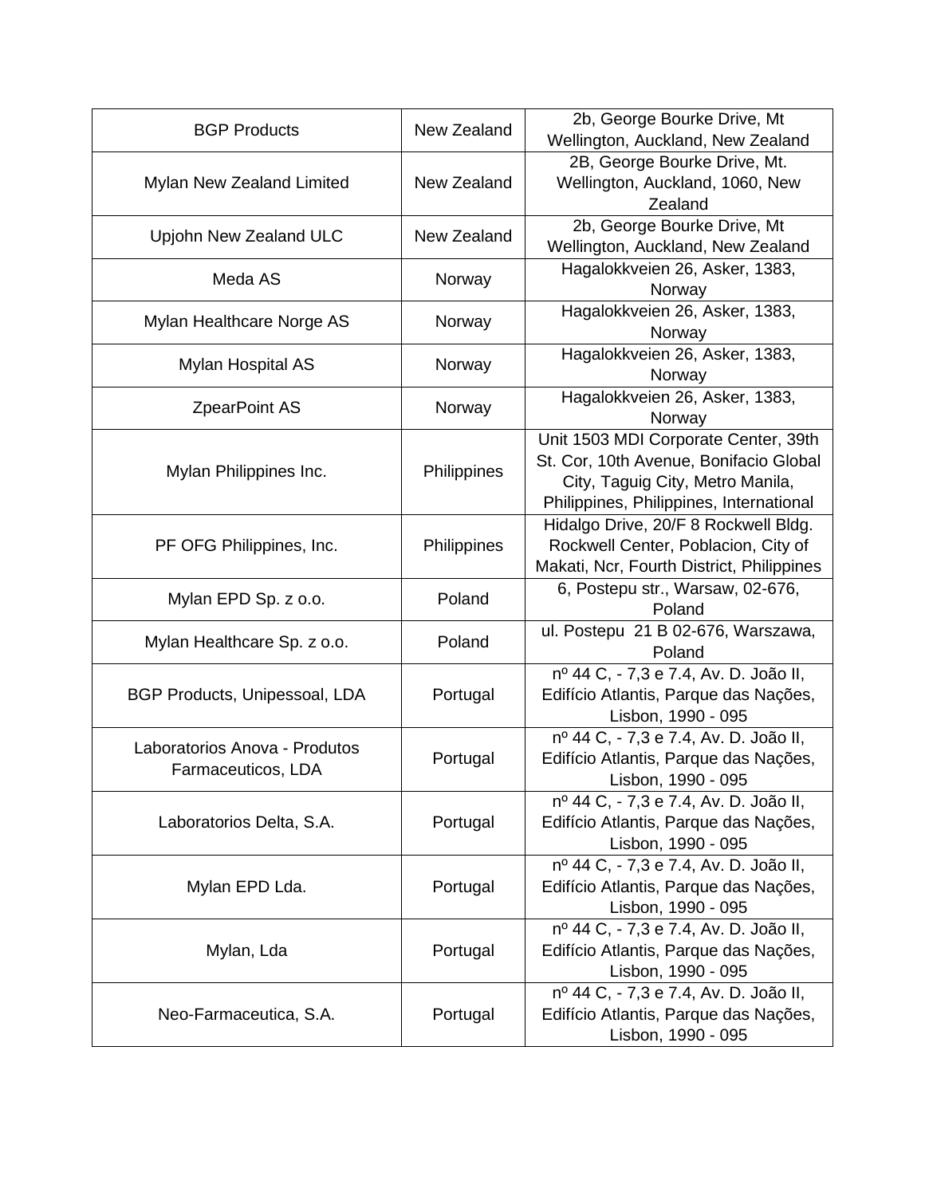| BGP Products | New Zealand | 2b, George Bourke Drive, Mt Wellington, Auckland, New Zealand |
|---|---|---|
| Mylan New Zealand Limited | New Zealand | 2B, George Bourke Drive, Mt. Wellington, Auckland, 1060, New Zealand |
| Upjohn New Zealand ULC | New Zealand | 2b, George Bourke Drive, Mt Wellington, Auckland, New Zealand |
| Meda AS | Norway | Hagalokkveien 26, Asker, 1383, Norway |
| Mylan Healthcare Norge AS | Norway | Hagalokkveien 26, Asker, 1383, Norway |
| Mylan Hospital AS | Norway | Hagalokkveien 26, Asker, 1383, Norway |
| ZpearPoint AS | Norway | Hagalokkveien 26, Asker, 1383, Norway |
| Mylan Philippines Inc. | Philippines | Unit 1503 MDI Corporate Center, 39th St. Cor, 10th Avenue, Bonifacio Global City, Taguig City, Metro Manila, Philippines, Philippines, International |
| PF OFG Philippines, Inc. | Philippines | Hidalgo Drive, 20/F 8 Rockwell Bldg. Rockwell Center, Poblacion, City of Makati, Ncr, Fourth District, Philippines |
| Mylan EPD Sp. z o.o. | Poland | 6, Postepu str., Warsaw, 02-676, Poland |
| Mylan Healthcare Sp. z o.o. | Poland | ul. Postepu 21 B 02-676, Warszawa, Poland |
| BGP Products, Unipessoal, LDA | Portugal | nº 44 C, - 7,3 e 7.4, Av. D. João II, Edifício Atlantis, Parque das Nações, Lisbon, 1990 - 095 |
| Laboratorios Anova - Produtos Farmaceuticos, LDA | Portugal | nº 44 C, - 7,3 e 7.4, Av. D. João II, Edifício Atlantis, Parque das Nações, Lisbon, 1990 - 095 |
| Laboratorios Delta, S.A. | Portugal | nº 44 C, - 7,3 e 7.4, Av. D. João II, Edifício Atlantis, Parque das Nações, Lisbon, 1990 - 095 |
| Mylan EPD Lda. | Portugal | nº 44 C, - 7,3 e 7.4, Av. D. João II, Edifício Atlantis, Parque das Nações, Lisbon, 1990 - 095 |
| Mylan, Lda | Portugal | nº 44 C, - 7,3 e 7.4, Av. D. João II, Edifício Atlantis, Parque das Nações, Lisbon, 1990 - 095 |
| Neo-Farmaceutica, S.A. | Portugal | nº 44 C, - 7,3 e 7.4, Av. D. João II, Edifício Atlantis, Parque das Nações, Lisbon, 1990 - 095 |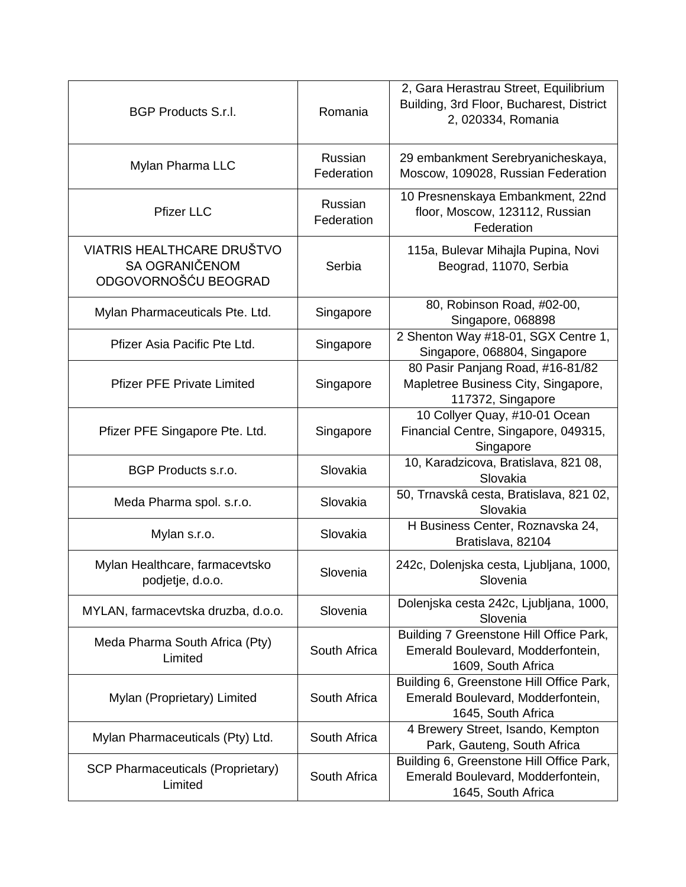| BGP Products S.r.l. | Romania | 2, Gara Herastrau Street, Equilibrium Building, 3rd Floor, Bucharest, District 2, 020334, Romania |
|---|---|---|
| Mylan Pharma LLC | Russian Federation | 29 embankment Serebryanicheskaya, Moscow, 109028, Russian Federation |
| Pfizer LLC | Russian Federation | 10 Presnenskaya Embankment, 22nd floor, Moscow, 123112, Russian Federation |
| VIATRIS HEALTHCARE DRUŠTVO SA OGRANIČENOM ODGOVORNOŠĆU BEOGRAD | Serbia | 115a, Bulevar Mihajla Pupina, Novi Beograd, 11070, Serbia |
| Mylan Pharmaceuticals Pte. Ltd. | Singapore | 80, Robinson Road, #02-00, Singapore, 068898 |
| Pfizer Asia Pacific Pte Ltd. | Singapore | 2 Shenton Way #18-01, SGX Centre 1, Singapore, 068804, Singapore |
| Pfizer PFE Private Limited | Singapore | 80 Pasir Panjang Road, #16-81/82 Mapletree Business City, Singapore, 117372, Singapore |
| Pfizer PFE Singapore Pte. Ltd. | Singapore | 10 Collyer Quay, #10-01 Ocean Financial Centre, Singapore, 049315, Singapore |
| BGP Products s.r.o. | Slovakia | 10, Karadzicova, Bratislava, 821 08, Slovakia |
| Meda Pharma spol. s.r.o. | Slovakia | 50, Trnavskâ cesta, Bratislava, 821 02, Slovakia |
| Mylan s.r.o. | Slovakia | H Business Center, Roznavska 24, Bratislava, 82104 |
| Mylan Healthcare, farmacevtsko podjetje, d.o.o. | Slovenia | 242c, Dolenjska cesta, Ljubljana, 1000, Slovenia |
| MYLAN, farmacevtska druzba, d.o.o. | Slovenia | Dolenjska cesta 242c, Ljubljana, 1000, Slovenia |
| Meda Pharma South Africa (Pty) Limited | South Africa | Building 7 Greenstone Hill Office Park, Emerald Boulevard, Modderfontein, 1609, South Africa |
| Mylan (Proprietary) Limited | South Africa | Building 6, Greenstone Hill Office Park, Emerald Boulevard, Modderfontein, 1645, South Africa |
| Mylan Pharmaceuticals (Pty) Ltd. | South Africa | 4 Brewery Street, Isando, Kempton Park, Gauteng, South Africa |
| SCP Pharmaceuticals (Proprietary) Limited | South Africa | Building 6, Greenstone Hill Office Park, Emerald Boulevard, Modderfontein, 1645, South Africa |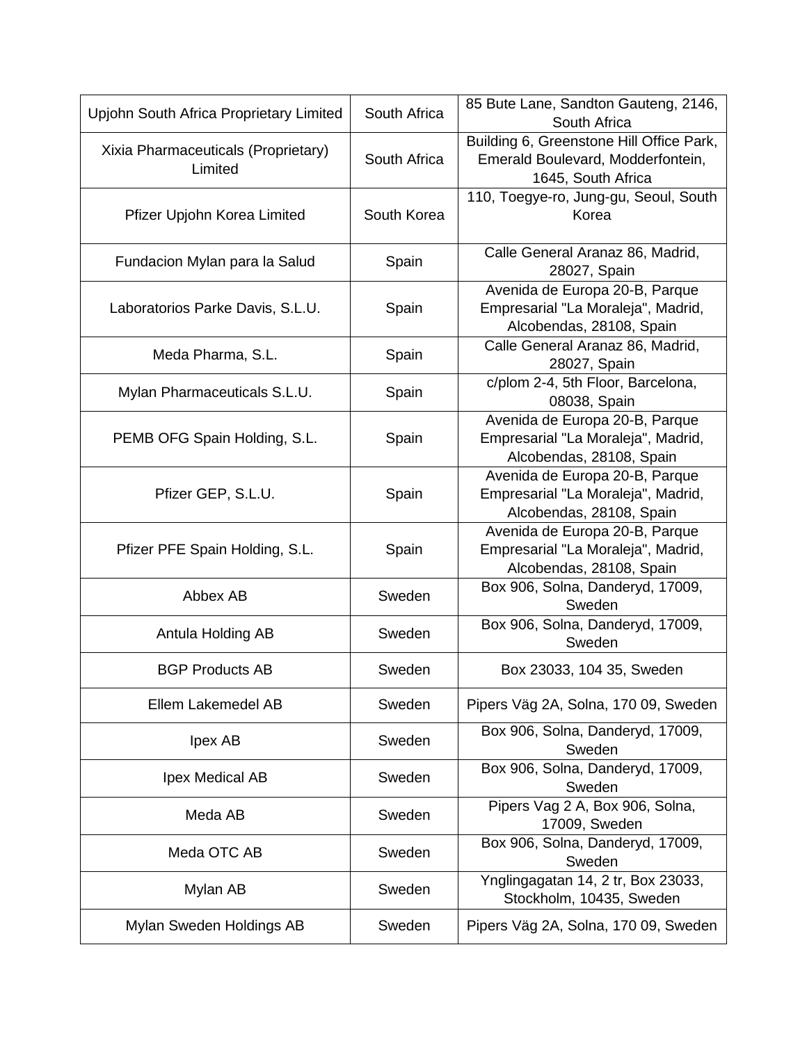| Upjohn South Africa Proprietary Limited | South Africa | 85 Bute Lane, Sandton Gauteng, 2146, South Africa |
|---|---|---|
| Xixia Pharmaceuticals (Proprietary) Limited | South Africa | Building 6, Greenstone Hill Office Park, Emerald Boulevard, Modderfontein, 1645, South Africa |
| Pfizer Upjohn Korea Limited | South Korea | 110, Toegye-ro, Jung-gu, Seoul, South Korea |
| Fundacion Mylan para la Salud | Spain | Calle General Aranaz 86, Madrid, 28027, Spain |
| Laboratorios Parke Davis, S.L.U. | Spain | Avenida de Europa 20-B, Parque Empresarial "La Moraleja", Madrid, Alcobendas, 28108, Spain |
| Meda Pharma, S.L. | Spain | Calle General Aranaz 86, Madrid, 28027, Spain |
| Mylan Pharmaceuticals S.L.U. | Spain | c/plom 2-4, 5th Floor, Barcelona, 08038, Spain |
| PEMB OFG Spain Holding, S.L. | Spain | Avenida de Europa 20-B, Parque Empresarial "La Moraleja", Madrid, Alcobendas, 28108, Spain |
| Pfizer GEP, S.L.U. | Spain | Avenida de Europa 20-B, Parque Empresarial "La Moraleja", Madrid, Alcobendas, 28108, Spain |
| Pfizer PFE Spain Holding, S.L. | Spain | Avenida de Europa 20-B, Parque Empresarial "La Moraleja", Madrid, Alcobendas, 28108, Spain |
| Abbex AB | Sweden | Box 906, Solna, Danderyd, 17009, Sweden |
| Antula Holding AB | Sweden | Box 906, Solna, Danderyd, 17009, Sweden |
| BGP Products AB | Sweden | Box 23033, 104 35, Sweden |
| Ellem Lakemedel AB | Sweden | Pipers Väg 2A, Solna, 170 09, Sweden |
| Ipex AB | Sweden | Box 906, Solna, Danderyd, 17009, Sweden |
| Ipex Medical AB | Sweden | Box 906, Solna, Danderyd, 17009, Sweden |
| Meda AB | Sweden | Pipers Vag 2 A, Box 906, Solna, 17009, Sweden |
| Meda OTC AB | Sweden | Box 906, Solna, Danderyd, 17009, Sweden |
| Mylan AB | Sweden | Ynglingagatan 14, 2 tr, Box 23033, Stockholm, 10435, Sweden |
| Mylan Sweden Holdings AB | Sweden | Pipers Väg 2A, Solna, 170 09, Sweden |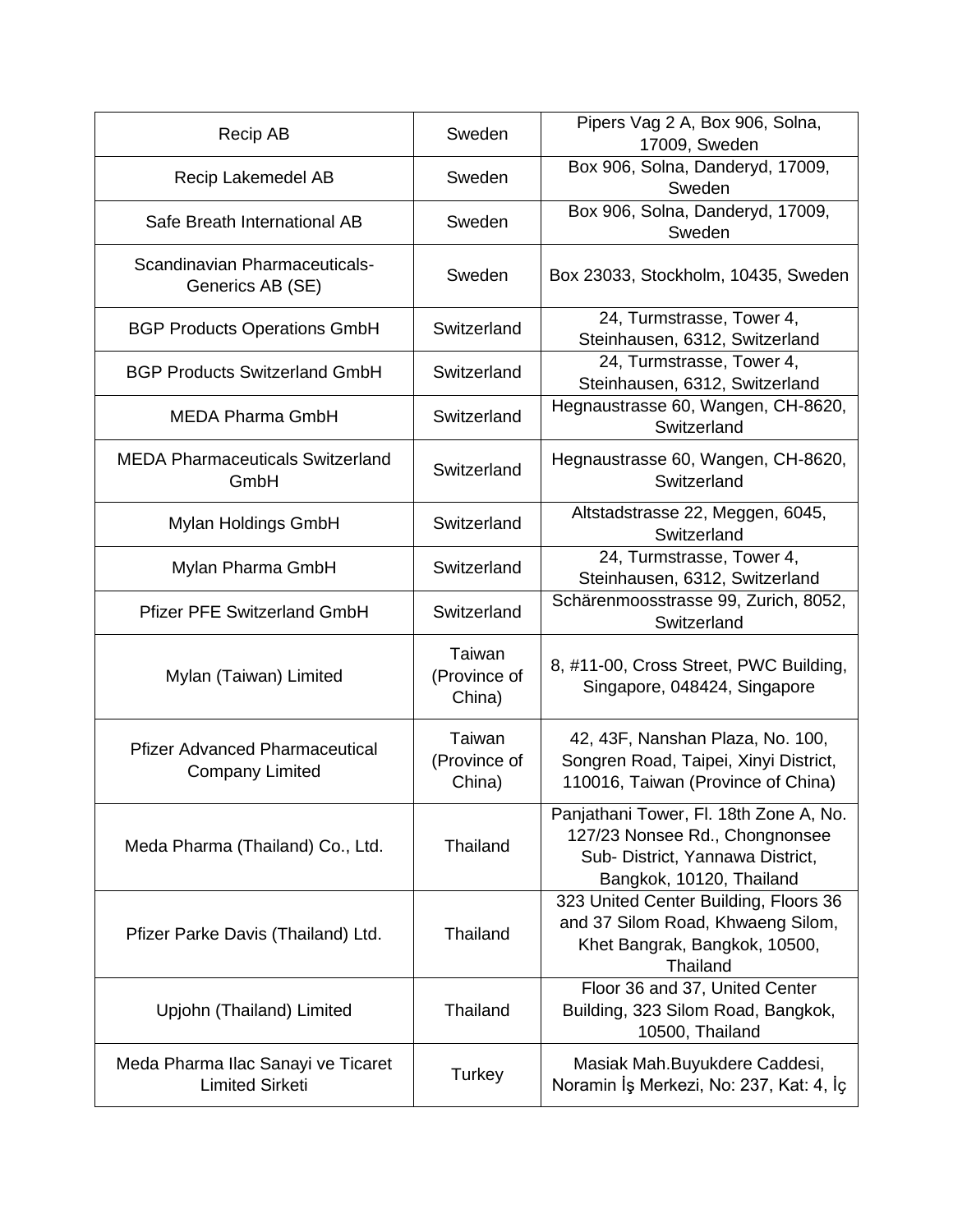| Recip AB | Sweden | Pipers Vag 2 A, Box 906, Solna, 17009, Sweden |
|---|---|---|
| Recip Lakemedel AB | Sweden | Box 906, Solna, Danderyd, 17009, Sweden |
| Safe Breath International AB | Sweden | Box 906, Solna, Danderyd, 17009, Sweden |
| Scandinavian Pharmaceuticals-Generics AB (SE) | Sweden | Box 23033, Stockholm, 10435, Sweden |
| BGP Products Operations GmbH | Switzerland | 24, Turmstrasse, Tower 4, Steinhausen, 6312, Switzerland |
| BGP Products Switzerland GmbH | Switzerland | 24, Turmstrasse, Tower 4, Steinhausen, 6312, Switzerland |
| MEDA Pharma GmbH | Switzerland | Hegnaustrasse 60, Wangen, CH-8620, Switzerland |
| MEDA Pharmaceuticals Switzerland GmbH | Switzerland | Hegnaustrasse 60, Wangen, CH-8620, Switzerland |
| Mylan Holdings GmbH | Switzerland | Altstadstrasse 22, Meggen, 6045, Switzerland |
| Mylan Pharma GmbH | Switzerland | 24, Turmstrasse, Tower 4, Steinhausen, 6312, Switzerland |
| Pfizer PFE Switzerland GmbH | Switzerland | Schärenmoosstrasse 99, Zurich, 8052, Switzerland |
| Mylan (Taiwan) Limited | Taiwan (Province of China) | 8, #11-00, Cross Street, PWC Building, Singapore, 048424, Singapore |
| Pfizer Advanced Pharmaceutical Company Limited | Taiwan (Province of China) | 42, 43F, Nanshan Plaza, No. 100, Songren Road, Taipei, Xinyi District, 110016, Taiwan (Province of China) |
| Meda Pharma (Thailand) Co., Ltd. | Thailand | Panjathani Tower, Fl. 18th Zone A, No. 127/23 Nonsee Rd., Chongnonsee Sub- District, Yannawa District, Bangkok, 10120, Thailand |
| Pfizer Parke Davis (Thailand) Ltd. | Thailand | 323 United Center Building, Floors 36 and 37 Silom Road, Khwaeng Silom, Khet Bangrak, Bangkok, 10500, Thailand |
| Upjohn (Thailand) Limited | Thailand | Floor 36 and 37, United Center Building, 323 Silom Road, Bangkok, 10500, Thailand |
| Meda Pharma Ilac Sanayi ve Ticaret Limited Sirketi | Turkey | Masiak Mah.Buyukdere Caddesi, Noramin İş Merkezi, No: 237, Kat: 4, İç |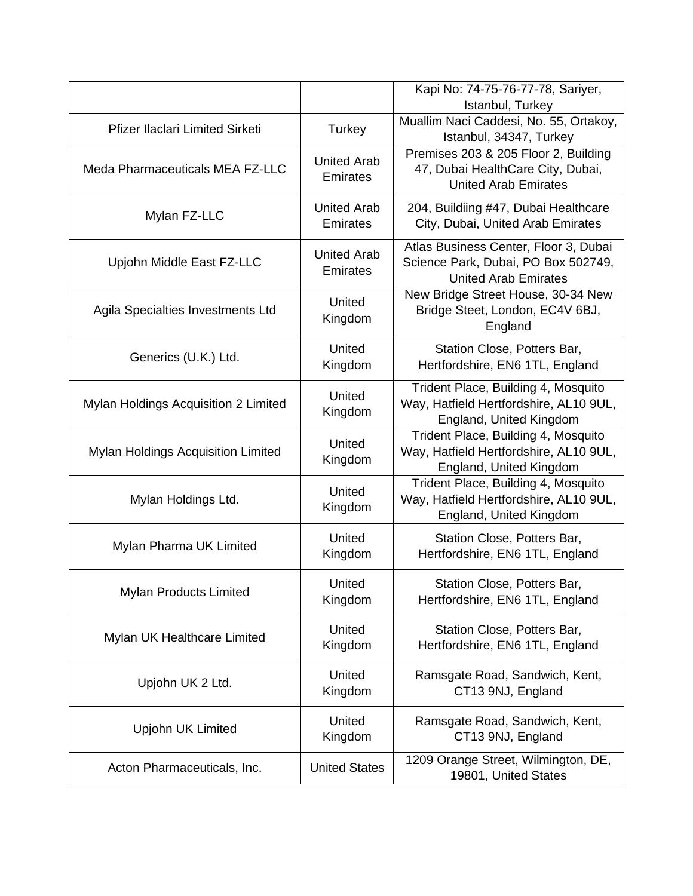| | | |
|---|---|---|
| | | Kapi No: 74-75-76-77-78, Sariyer, Istanbul, Turkey |
| Pfizer Ilaclari Limited Sirketi | Turkey | Muallim Naci Caddesi, No. 55, Ortakoy, Istanbul, 34347, Turkey |
| Meda Pharmaceuticals MEA FZ-LLC | United Arab Emirates | Premises 203 & 205 Floor 2, Building 47, Dubai HealthCare City, Dubai, United Arab Emirates |
| Mylan FZ-LLC | United Arab Emirates | 204, Buildiing #47, Dubai Healthcare City, Dubai, United Arab Emirates |
| Upjohn Middle East FZ-LLC | United Arab Emirates | Atlas Business Center, Floor 3, Dubai Science Park, Dubai, PO Box 502749, United Arab Emirates |
| Agila Specialties Investments Ltd | United Kingdom | New Bridge Street House, 30-34 New Bridge Steet, London, EC4V 6BJ, England |
| Generics (U.K.) Ltd. | United Kingdom | Station Close, Potters Bar, Hertfordshire, EN6 1TL, England |
| Mylan Holdings Acquisition 2 Limited | United Kingdom | Trident Place, Building 4, Mosquito Way, Hatfield Hertfordshire, AL10 9UL, England, United Kingdom |
| Mylan Holdings Acquisition Limited | United Kingdom | Trident Place, Building 4, Mosquito Way, Hatfield Hertfordshire, AL10 9UL, England, United Kingdom |
| Mylan Holdings Ltd. | United Kingdom | Trident Place, Building 4, Mosquito Way, Hatfield Hertfordshire, AL10 9UL, England, United Kingdom |
| Mylan Pharma UK Limited | United Kingdom | Station Close, Potters Bar, Hertfordshire, EN6 1TL, England |
| Mylan Products Limited | United Kingdom | Station Close, Potters Bar, Hertfordshire, EN6 1TL, England |
| Mylan UK Healthcare Limited | United Kingdom | Station Close, Potters Bar, Hertfordshire, EN6 1TL, England |
| Upjohn UK 2 Ltd. | United Kingdom | Ramsgate Road, Sandwich, Kent, CT13 9NJ, England |
| Upjohn UK Limited | United Kingdom | Ramsgate Road, Sandwich, Kent, CT13 9NJ, England |
| Acton Pharmaceuticals, Inc. | United States | 1209 Orange Street, Wilmington, DE, 19801, United States |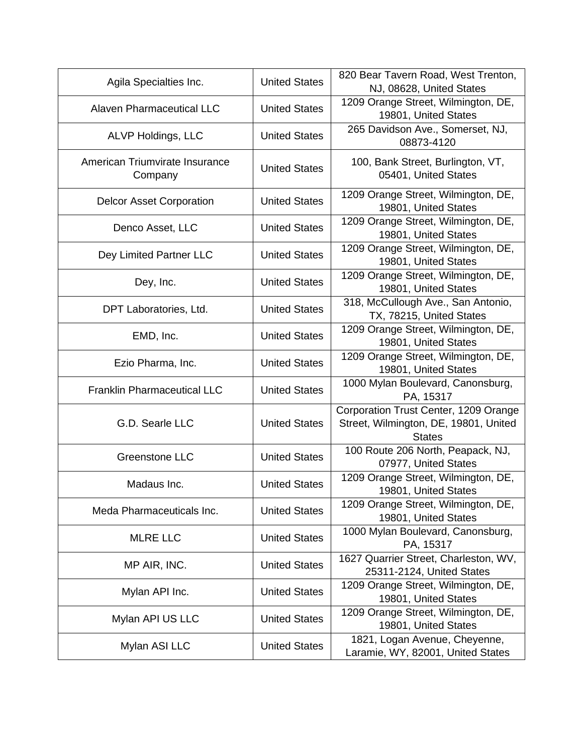| Agila Specialties Inc. | United States | 820 Bear Tavern Road, West Trenton, NJ, 08628, United States |
|---|---|---|
| Alaven Pharmaceutical LLC | United States | 1209 Orange Street, Wilmington, DE, 19801, United States |
| ALVP Holdings, LLC | United States | 265 Davidson Ave., Somerset, NJ, 08873-4120 |
| American Triumvirate Insurance Company | United States | 100, Bank Street, Burlington, VT, 05401, United States |
| Delcor Asset Corporation | United States | 1209 Orange Street, Wilmington, DE, 19801, United States |
| Denco Asset, LLC | United States | 1209 Orange Street, Wilmington, DE, 19801, United States |
| Dey Limited Partner LLC | United States | 1209 Orange Street, Wilmington, DE, 19801, United States |
| Dey, Inc. | United States | 1209 Orange Street, Wilmington, DE, 19801, United States |
| DPT Laboratories, Ltd. | United States | 318, McCullough Ave., San Antonio, TX, 78215, United States |
| EMD, Inc. | United States | 1209 Orange Street, Wilmington, DE, 19801, United States |
| Ezio Pharma, Inc. | United States | 1209 Orange Street, Wilmington, DE, 19801, United States |
| Franklin Pharmaceutical LLC | United States | 1000 Mylan Boulevard, Canonsburg, PA, 15317 |
| G.D. Searle LLC | United States | Corporation Trust Center, 1209 Orange Street, Wilmington, DE, 19801, United States |
| Greenstone LLC | United States | 100 Route 206 North, Peapack, NJ, 07977, United States |
| Madaus Inc. | United States | 1209 Orange Street, Wilmington, DE, 19801, United States |
| Meda Pharmaceuticals Inc. | United States | 1209 Orange Street, Wilmington, DE, 19801, United States |
| MLRE LLC | United States | 1000 Mylan Boulevard, Canonsburg, PA, 15317 |
| MP AIR, INC. | United States | 1627 Quarrier Street, Charleston, WV, 25311-2124, United States |
| Mylan API Inc. | United States | 1209 Orange Street, Wilmington, DE, 19801, United States |
| Mylan API US LLC | United States | 1209 Orange Street, Wilmington, DE, 19801, United States |
| Mylan ASI LLC | United States | 1821, Logan Avenue, Cheyenne, Laramie, WY, 82001, United States |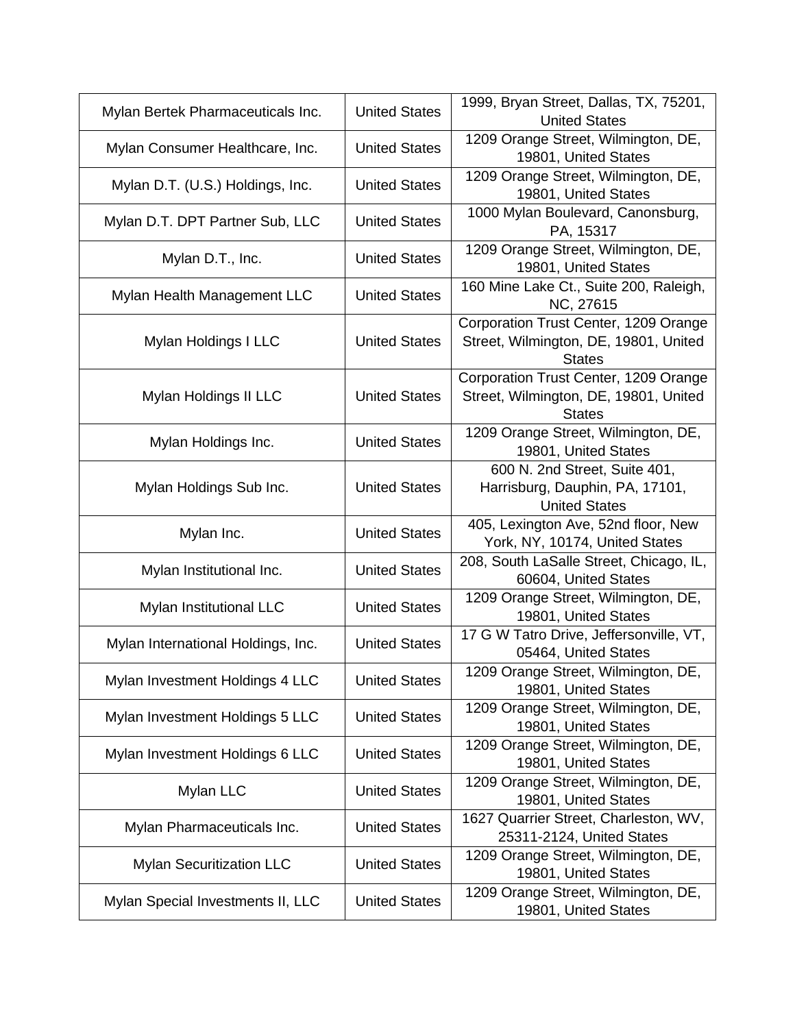| | | |
|---|---|---|
| Mylan Bertek Pharmaceuticals Inc. | United States | 1999, Bryan Street, Dallas, TX, 75201, United States |
| Mylan Consumer Healthcare, Inc. | United States | 1209 Orange Street, Wilmington, DE, 19801, United States |
| Mylan D.T. (U.S.) Holdings, Inc. | United States | 1209 Orange Street, Wilmington, DE, 19801, United States |
| Mylan D.T. DPT Partner Sub, LLC | United States | 1000 Mylan Boulevard, Canonsburg, PA, 15317 |
| Mylan D.T., Inc. | United States | 1209 Orange Street, Wilmington, DE, 19801, United States |
| Mylan Health Management LLC | United States | 160 Mine Lake Ct., Suite 200, Raleigh, NC, 27615 |
| Mylan Holdings I LLC | United States | Corporation Trust Center, 1209 Orange Street, Wilmington, DE, 19801, United States |
| Mylan Holdings II LLC | United States | Corporation Trust Center, 1209 Orange Street, Wilmington, DE, 19801, United States |
| Mylan Holdings Inc. | United States | 1209 Orange Street, Wilmington, DE, 19801, United States |
| Mylan Holdings Sub Inc. | United States | 600 N. 2nd Street, Suite 401, Harrisburg, Dauphin, PA, 17101, United States |
| Mylan Inc. | United States | 405, Lexington Ave, 52nd floor, New York, NY, 10174, United States |
| Mylan Institutional Inc. | United States | 208, South LaSalle Street, Chicago, IL, 60604, United States |
| Mylan Institutional LLC | United States | 1209 Orange Street, Wilmington, DE, 19801, United States |
| Mylan International Holdings, Inc. | United States | 17 G W Tatro Drive, Jeffersonville, VT, 05464, United States |
| Mylan Investment Holdings 4 LLC | United States | 1209 Orange Street, Wilmington, DE, 19801, United States |
| Mylan Investment Holdings 5 LLC | United States | 1209 Orange Street, Wilmington, DE, 19801, United States |
| Mylan Investment Holdings 6 LLC | United States | 1209 Orange Street, Wilmington, DE, 19801, United States |
| Mylan LLC | United States | 1209 Orange Street, Wilmington, DE, 19801, United States |
| Mylan Pharmaceuticals Inc. | United States | 1627 Quarrier Street, Charleston, WV, 25311-2124, United States |
| Mylan Securitization LLC | United States | 1209 Orange Street, Wilmington, DE, 19801, United States |
| Mylan Special Investments II, LLC | United States | 1209 Orange Street, Wilmington, DE, 19801, United States |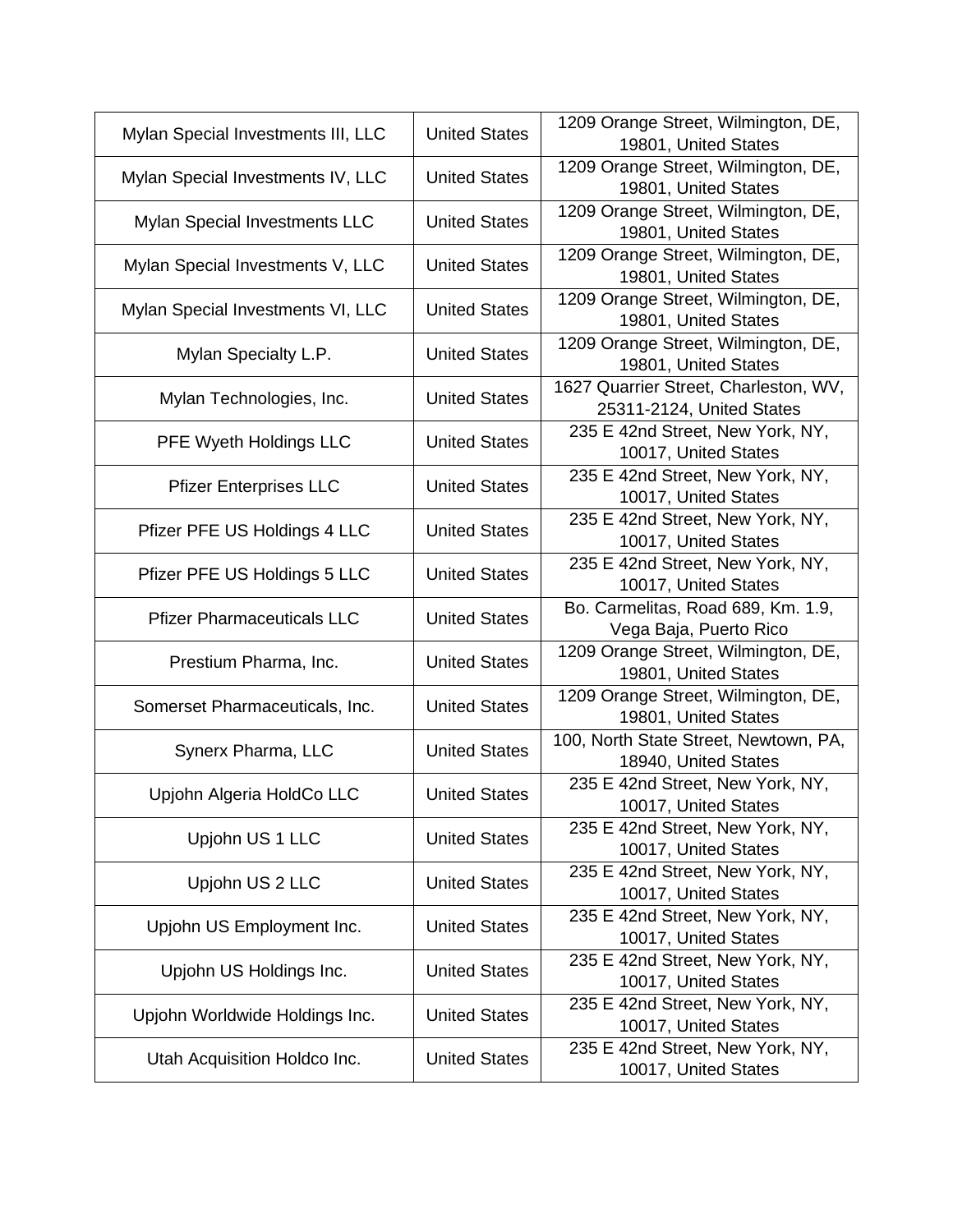| | | |
|---|---|---|
| Mylan Special Investments III, LLC | United States | 1209 Orange Street, Wilmington, DE, 19801, United States |
| Mylan Special Investments IV, LLC | United States | 1209 Orange Street, Wilmington, DE, 19801, United States |
| Mylan Special Investments LLC | United States | 1209 Orange Street, Wilmington, DE, 19801, United States |
| Mylan Special Investments V, LLC | United States | 1209 Orange Street, Wilmington, DE, 19801, United States |
| Mylan Special Investments VI, LLC | United States | 1209 Orange Street, Wilmington, DE, 19801, United States |
| Mylan Specialty L.P. | United States | 1209 Orange Street, Wilmington, DE, 19801, United States |
| Mylan Technologies, Inc. | United States | 1627 Quarrier Street, Charleston, WV, 25311-2124, United States |
| PFE Wyeth Holdings LLC | United States | 235 E 42nd Street, New York, NY, 10017, United States |
| Pfizer Enterprises LLC | United States | 235 E 42nd Street, New York, NY, 10017, United States |
| Pfizer PFE US Holdings 4 LLC | United States | 235 E 42nd Street, New York, NY, 10017, United States |
| Pfizer PFE US Holdings 5 LLC | United States | 235 E 42nd Street, New York, NY, 10017, United States |
| Pfizer Pharmaceuticals LLC | United States | Bo. Carmelitas, Road 689, Km. 1.9, Vega Baja, Puerto Rico |
| Prestium Pharma, Inc. | United States | 1209 Orange Street, Wilmington, DE, 19801, United States |
| Somerset Pharmaceuticals, Inc. | United States | 1209 Orange Street, Wilmington, DE, 19801, United States |
| Synerx Pharma, LLC | United States | 100, North State Street, Newtown, PA, 18940, United States |
| Upjohn Algeria HoldCo LLC | United States | 235 E 42nd Street, New York, NY, 10017, United States |
| Upjohn US 1 LLC | United States | 235 E 42nd Street, New York, NY, 10017, United States |
| Upjohn US 2 LLC | United States | 235 E 42nd Street, New York, NY, 10017, United States |
| Upjohn US Employment Inc. | United States | 235 E 42nd Street, New York, NY, 10017, United States |
| Upjohn US Holdings Inc. | United States | 235 E 42nd Street, New York, NY, 10017, United States |
| Upjohn Worldwide Holdings Inc. | United States | 235 E 42nd Street, New York, NY, 10017, United States |
| Utah Acquisition Holdco Inc. | United States | 235 E 42nd Street, New York, NY, 10017, United States |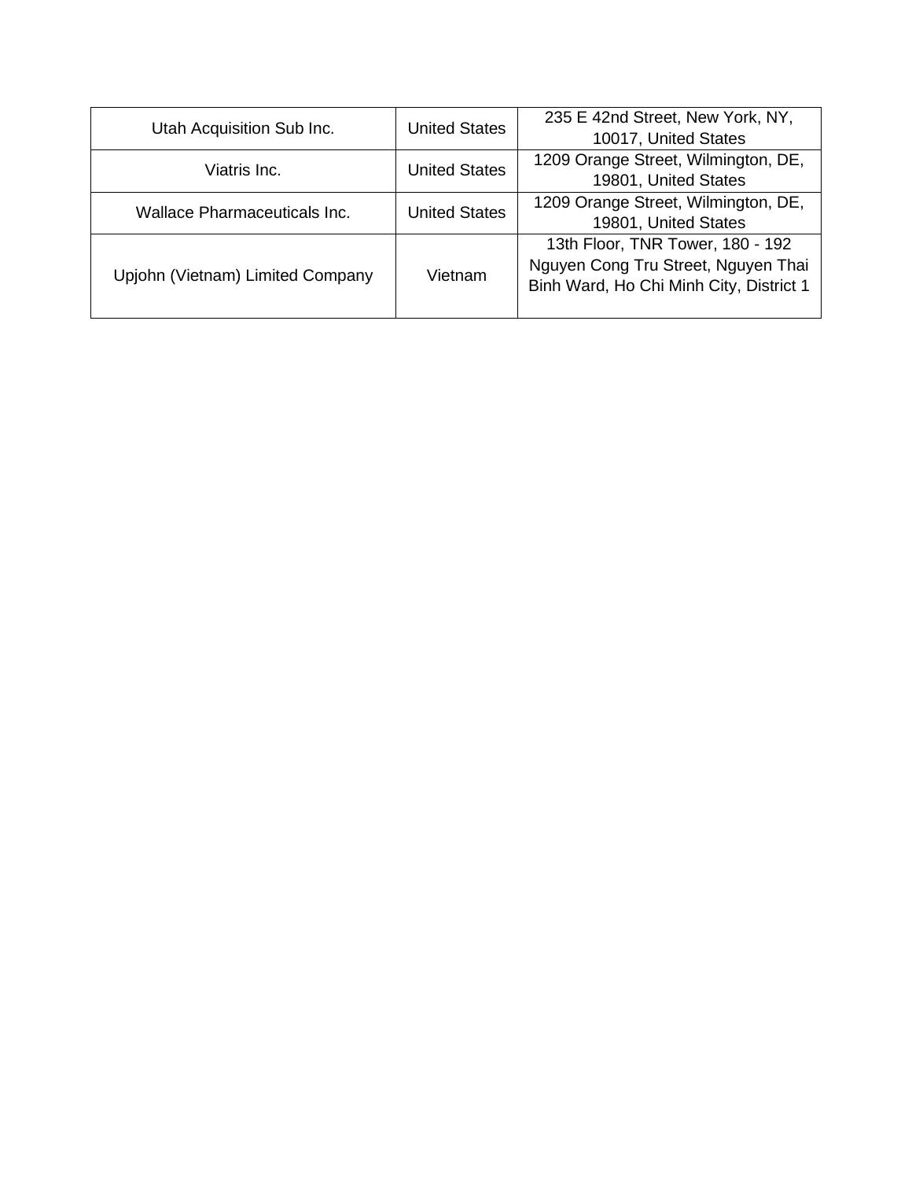| | | |
|---|---|---|
| Utah Acquisition Sub Inc. | United States | 235 E 42nd Street, New York, NY, 10017, United States |
| Viatris Inc. | United States | 1209 Orange Street, Wilmington, DE, 19801, United States |
| Wallace Pharmaceuticals Inc. | United States | 1209 Orange Street, Wilmington, DE, 19801, United States |
| Upjohn (Vietnam) Limited Company | Vietnam | 13th Floor, TNR Tower, 180 - 192 Nguyen Cong Tru Street, Nguyen Thai Binh Ward, Ho Chi Minh City, District 1 |